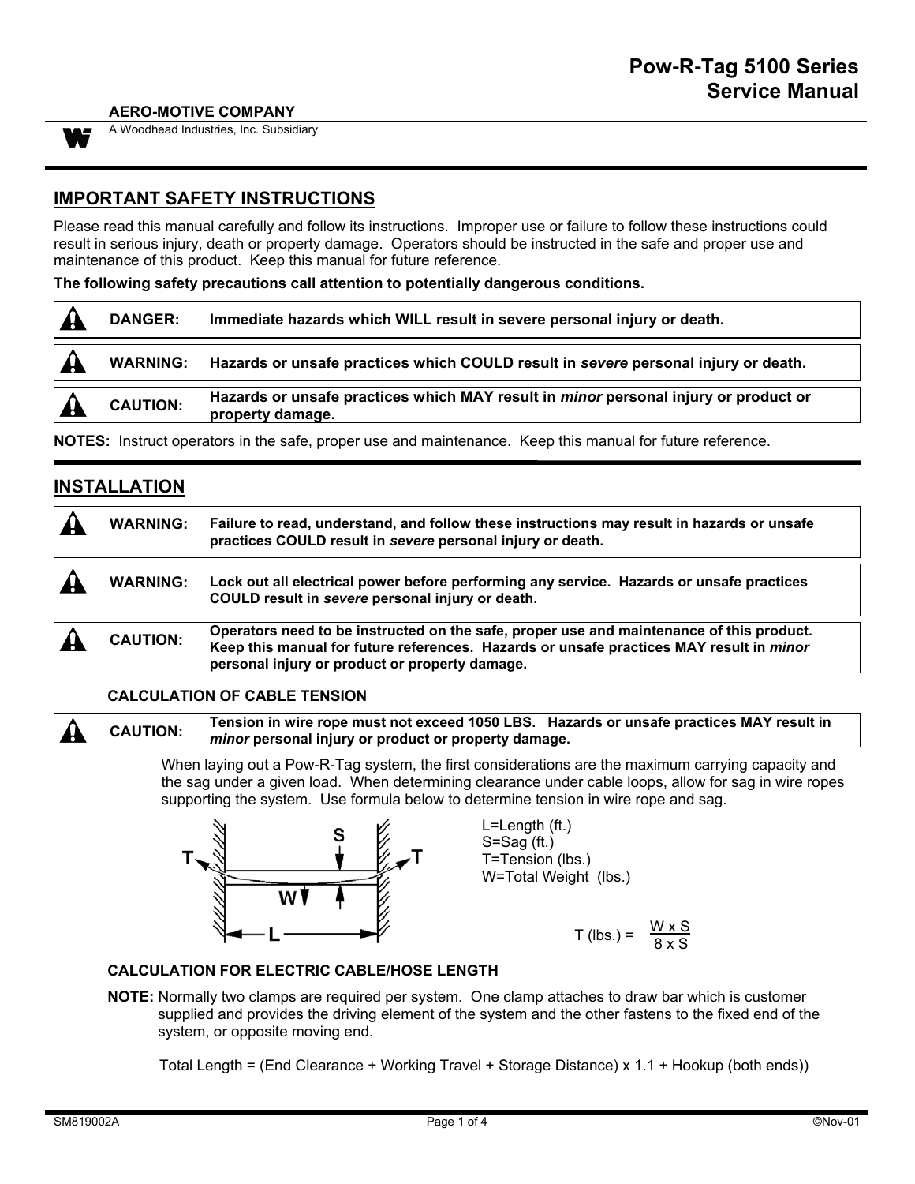# Pow-R-Tag 5100 Series Service Manual

**AERO-MOTIVE COMPANY**
A Woodhead Industries, Inc. Subsidiary

## IMPORTANT SAFETY INSTRUCTIONS

Please read this manual carefully and follow its instructions. Improper use or failure to follow these instructions could result in serious injury, death or property damage. Operators should be instructed in the safe and proper use and maintenance of this product. Keep this manual for future reference.

**The following safety precautions call attention to potentially dangerous conditions.**

| | | |
|---|---|---|
| ⚠ | **DANGER:** | **Immediate hazards which WILL result in severe personal injury or death.** |
| ⚠ | **WARNING:** | **Hazards or unsafe practices which COULD result in *severe* personal injury or death.** |
| ⚠ | **CAUTION:** | **Hazards or unsafe practices which MAY result in *minor* personal injury or product or property damage.** |

**NOTES:** Instruct operators in the safe, proper use and maintenance. Keep this manual for future reference.

## INSTALLATION

| | | |
|---|---|---|
| ⚠ | **WARNING:** | **Failure to read, understand, and follow these instructions may result in hazards or unsafe practices COULD result in *severe* personal injury or death.** |
| ⚠ | **WARNING:** | **Lock out all electrical power before performing any service. Hazards or unsafe practices COULD result in *severe* personal injury or death.** |
| ⚠ | **CAUTION:** | **Operators need to be instructed on the safe, proper use and maintenance of this product. Keep this manual for future references. Hazards or unsafe practices MAY result in *minor* personal injury or product or property damage.** |

### CALCULATION OF CABLE TENSION

| | | |
|---|---|---|
| ⚠ | **CAUTION:** | **Tension in wire rope must not exceed 1050 LBS. Hazards or unsafe practices MAY result in *minor* personal injury or product or property damage.** |

When laying out a Pow-R-Tag system, the first considerations are the maximum carrying capacity and the sag under a given load. When determining clearance under cable loops, allow for sag in wire ropes supporting the system. Use formula below to determine tension in wire rope and sag.

L=Length (ft.)
S=Sag (ft.)
T=Tension (lbs.)
W=Total Weight (lbs.)

$$T \text{ (lbs.)} = \frac{W \times S}{8 \times S}$$

### CALCULATION FOR ELECTRIC CABLE/HOSE LENGTH

**NOTE:** Normally two clamps are required per system. One clamp attaches to draw bar which is customer supplied and provides the driving element of the system and the other fastens to the fixed end of the system, or opposite moving end.

Total Length = (End Clearance + Working Travel + Storage Distance) x 1.1 + Hookup (both ends))

SM819002A ©Nov-01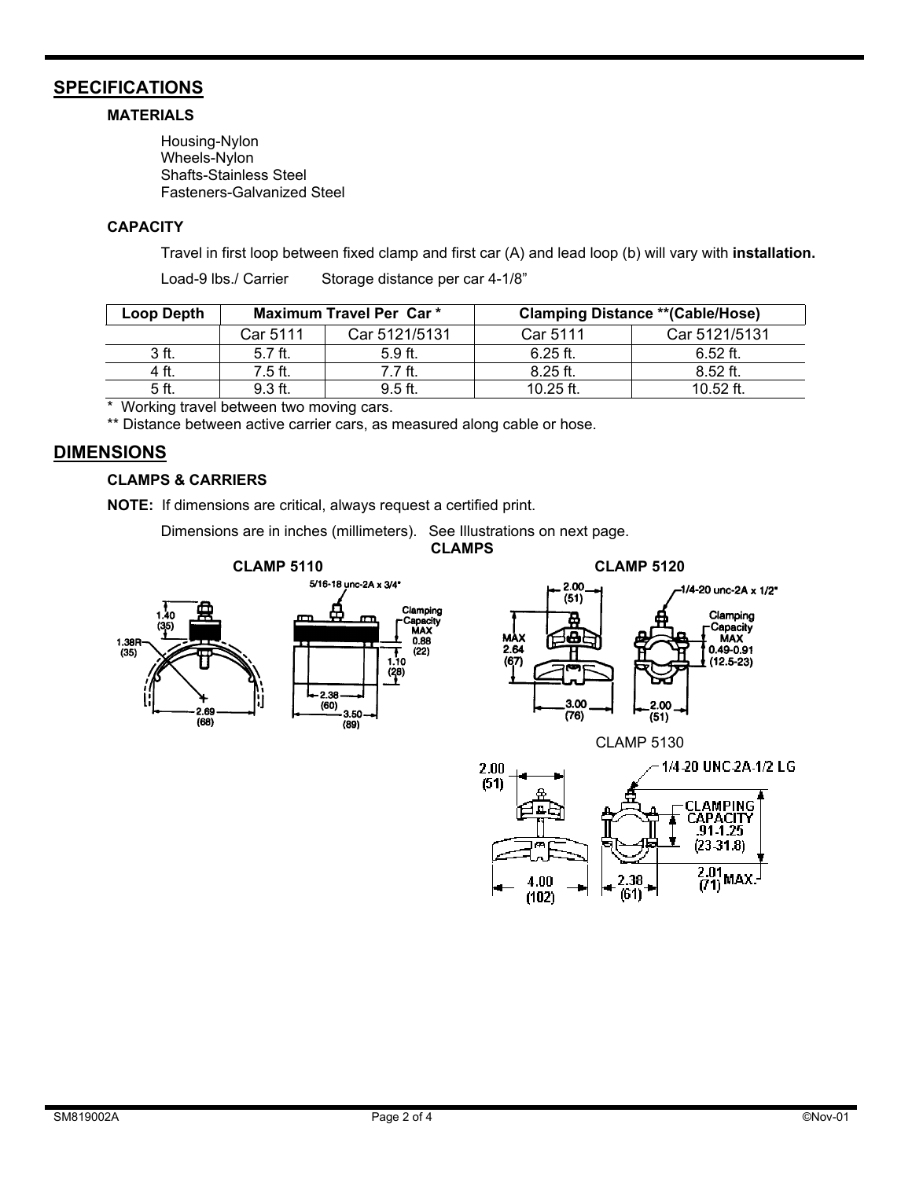## SPECIFICATIONS

### MATERIALS

Housing-Nylon
Wheels-Nylon
Shafts-Stainless Steel
Fasteners-Galvanized Steel

### CAPACITY

Travel in first loop between fixed clamp and first car (A) and lead loop (b) will vary with **installation.**

Load-9 lbs./ Carrier     Storage distance per car 4-1/8"

| Loop Depth | Maximum Travel Per Car * | | Clamping Distance **(Cable/Hose) | |
|---|---|---|---|---|
| | Car 5111 | Car 5121/5131 | Car 5111 | Car 5121/5131 |
| 3 ft. | 5.7 ft. | 5.9 ft. | 6.25 ft. | 6.52 ft. |
| 4 ft. | 7.5 ft. | 7.7 ft. | 8.25 ft. | 8.52 ft. |
| 5 ft. | 9.3 ft. | 9.5 ft. | 10.25 ft. | 10.52 ft. |

* Working travel between two moving cars.

** Distance between active carrier cars, as measured along cable or hose.

## DIMENSIONS

### CLAMPS & CARRIERS

**NOTE:** If dimensions are critical, always request a certified print.

Dimensions are in inches (millimeters). See Illustrations on next page.

**CLAMPS**

**CLAMP 5110**

5/16-18 unc-2A x 3/4"

1.40 (35)
1.38R (35)
2.69 (68)
2.38 (60)
3.50 (89)
1.10 (28)
Clamping Capacity MAX 0.88 (22)

**CLAMP 5120**

1/4-20 unc-2A x 1/2"

2.00 (51)
MAX 2.64 (67)
3.00 (76)
2.00 (51)
Clamping Capacity MAX 0.49-0.91 (12.5-23)

CLAMP 5130

1/4-20 UNC-2A-1/2 LG

2.00 (51)
4.00 (102)
2.38 (61)
CLAMPING CAPACITY .91-1.25 (23-31.8)
2.01 (71) MAX.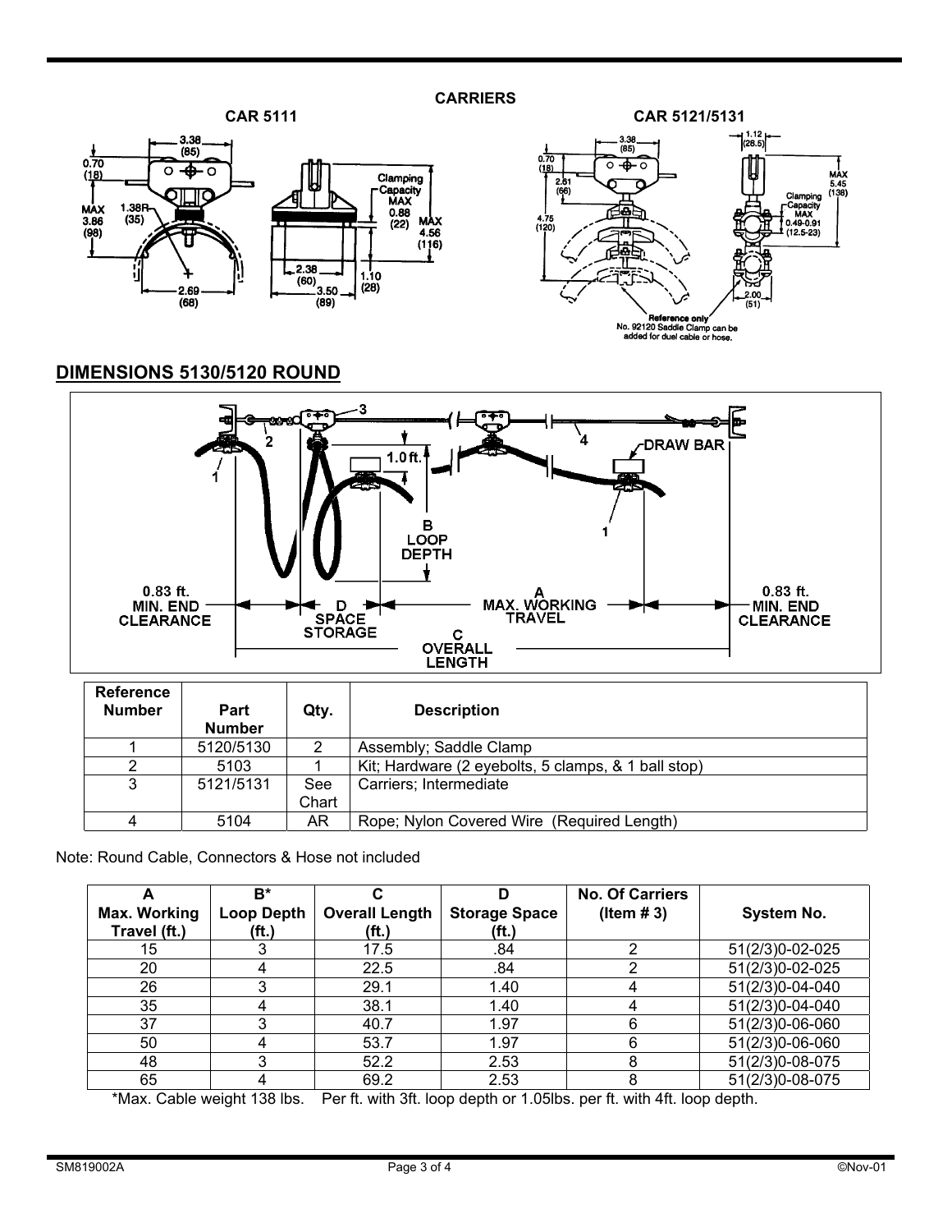**CARRIERS**

**CAR 5111** **CAR 5121/5131**

## DIMENSIONS 5130/5120 ROUND

| Reference Number | Part Number | Qty. | Description |
|---|---|---|---|
| 1 | 5120/5130 | 2 | Assembly; Saddle Clamp |
| 2 | 5103 | 1 | Kit; Hardware (2 eyebolts, 5 clamps, & 1 ball stop) |
| 3 | 5121/5131 | See Chart | Carriers; Intermediate |
| 4 | 5104 | AR | Rope; Nylon Covered Wire (Required Length) |

Note: Round Cable, Connectors & Hose not included

| A Max. Working Travel (ft.) | B* Loop Depth (ft.) | C Overall Length (ft.) | D Storage Space (ft.) | No. Of Carriers (Item # 3) | System No. |
|---|---|---|---|---|---|
| 15 | 3 | 17.5 | .84 | 2 | 51(2/3)0-02-025 |
| 20 | 4 | 22.5 | .84 | 2 | 51(2/3)0-02-025 |
| 26 | 3 | 29.1 | 1.40 | 4 | 51(2/3)0-04-040 |
| 35 | 4 | 38.1 | 1.40 | 4 | 51(2/3)0-04-040 |
| 37 | 3 | 40.7 | 1.97 | 6 | 51(2/3)0-06-060 |
| 50 | 4 | 53.7 | 1.97 | 6 | 51(2/3)0-06-060 |
| 48 | 3 | 52.2 | 2.53 | 8 | 51(2/3)0-08-075 |
| 65 | 4 | 69.2 | 2.53 | 8 | 51(2/3)0-08-075 |

*Max. Cable weight 138 lbs. Per ft. with 3ft. loop depth or 1.05lbs. per ft. with 4ft. loop depth.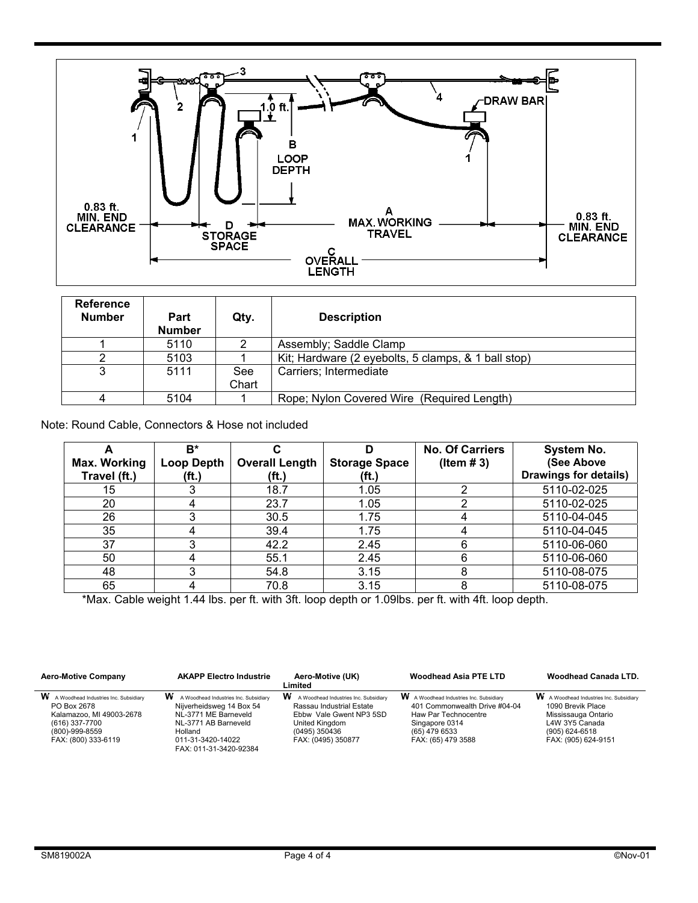3

2

1

1.0 ft.

B
LOOP
DEPTH

4

DRAW BAR

1

0.83 ft.
MIN. END
CLEARANCE

D
STORAGE
SPACE

A
MAX. WORKING
TRAVEL

0.83 ft.
MIN. END
CLEARANCE

C
OVERALL
LENGTH

| Reference Number | Part Number | Qty. | Description |
|---|---|---|---|
| 1 | 5110 | 2 | Assembly; Saddle Clamp |
| 2 | 5103 | 1 | Kit; Hardware (2 eyebolts, 5 clamps, & 1 ball stop) |
| 3 | 5111 | See Chart | Carriers; Intermediate |
| 4 | 5104 | 1 | Rope; Nylon Covered Wire (Required Length) |

Note: Round Cable, Connectors & Hose not included

| A Max. Working Travel (ft.) | B* Loop Depth (ft.) | C Overall Length (ft.) | D Storage Space (ft.) | No. Of Carriers (Item # 3) | System No. (See Above Drawings for details) |
|---|---|---|---|---|---|
| 15 | 3 | 18.7 | 1.05 | 2 | 5110-02-025 |
| 20 | 4 | 23.7 | 1.05 | 2 | 5110-02-025 |
| 26 | 3 | 30.5 | 1.75 | 4 | 5110-04-045 |
| 35 | 4 | 39.4 | 1.75 | 4 | 5110-04-045 |
| 37 | 3 | 42.2 | 2.45 | 6 | 5110-06-060 |
| 50 | 4 | 55.1 | 2.45 | 6 | 5110-06-060 |
| 48 | 3 | 54.8 | 3.15 | 8 | 5110-08-075 |
| 65 | 4 | 70.8 | 3.15 | 8 | 5110-08-075 |

*Max. Cable weight 1.44 lbs. per ft. with 3ft. loop depth or 1.09lbs. per ft. with 4ft. loop depth.

**Aero-Motive Company**
W A Woodhead Industries Inc. Subsidiary
PO Box 2678
Kalamazoo, MI 49003-2678
(616) 337-7700
(800)-999-8559
FAX: (800) 333-6119

**AKAPP Electro Industrie**
W A Woodhead Industries Inc. Subsidiary
Nijverheidsweg 14 Box 54
NL-3771 ME Barneveld
NL-3771 AB Barneveld
Holland
011-31-3420-14022
FAX: 011-31-3420-92384

**Aero-Motive (UK) Limited**
W A Woodhead Industries Inc. Subsidiary
Rassau Industrial Estate
Ebbw Vale Gwent NP3 5SD
United Kingdom
(0495) 350436
FAX: (0495) 350877

**Woodhead Asia PTE LTD**
W A Woodhead Industries Inc. Subsidiary
401 Commonwealth Drive #04-04
Haw Par Technocentre
Singapore 0314
(65) 479 6533
FAX: (65) 479 3588

**Woodhead Canada LTD.**
W A Woodhead Industries Inc. Subsidiary
1090 Brevik Place
Mississauga Ontario
L4W 3Y5 Canada
(905) 624-6518
FAX: (905) 624-9151

SM819002A ©Nov-01